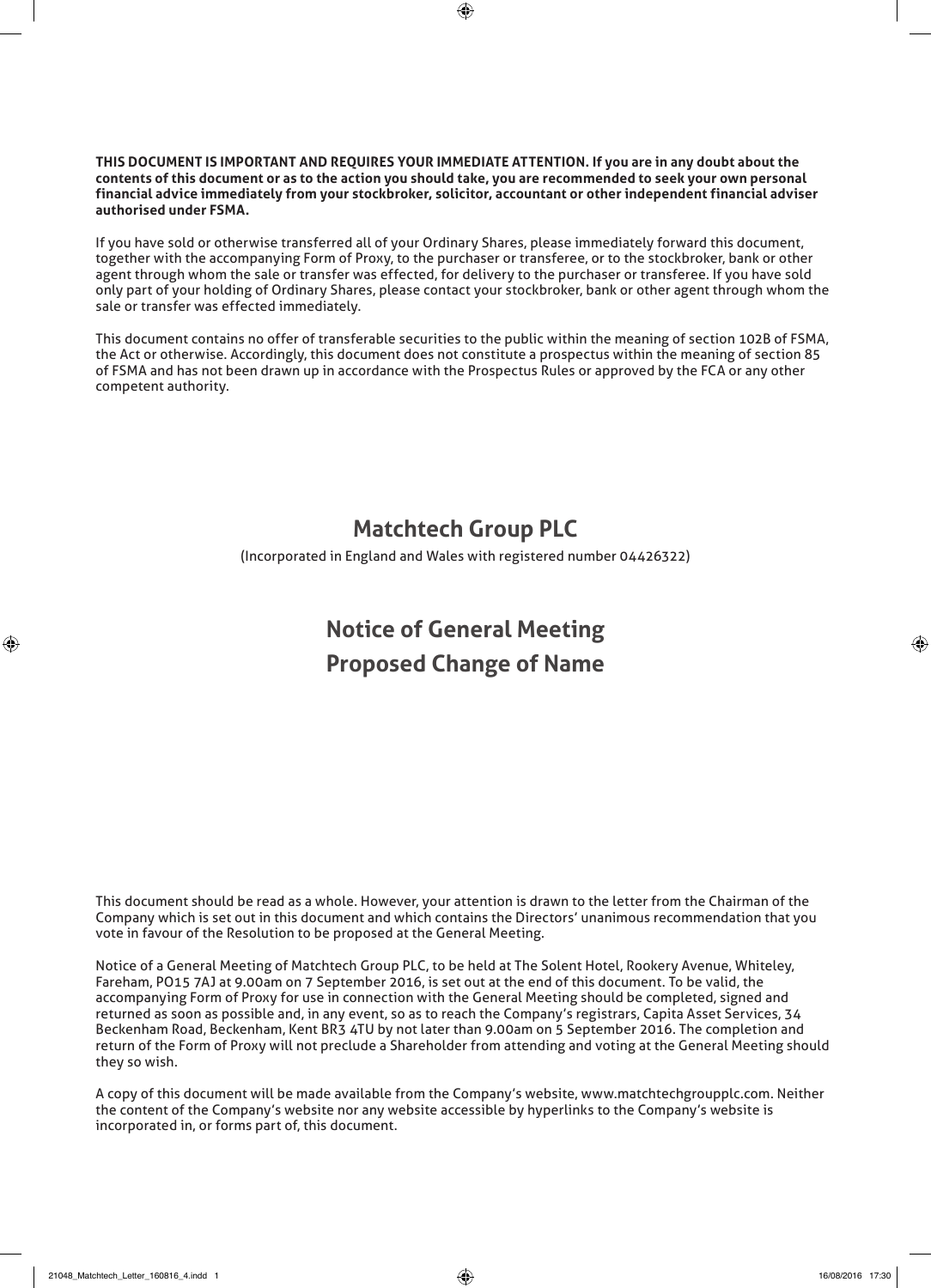**THIS DOCUMENT IS IMPORTANT AND REQUIRES YOUR IMMEDIATE ATTENTION. If you are in any doubt about the contents of this document or as to the action you should take, you are recommended to seek your own personal financial advice immediately from your stockbroker, solicitor, accountant or other independent financial adviser authorised under FSMA.**

If you have sold or otherwise transferred all of your Ordinary Shares, please immediately forward this document, together with the accompanying Form of Proxy, to the purchaser or transferee, or to the stockbroker, bank or other agent through whom the sale or transfer was effected, for delivery to the purchaser or transferee. If you have sold only part of your holding of Ordinary Shares, please contact your stockbroker, bank or other agent through whom the sale or transfer was effected immediately.

This document contains no offer of transferable securities to the public within the meaning of section 102B of FSMA, the Act or otherwise. Accordingly, this document does not constitute a prospectus within the meaning of section 85 of FSMA and has not been drawn up in accordance with the Prospectus Rules or approved by the FCA or any other competent authority.

# Matchtech Group PLC

(Incorporated in England and Wales with registered number 04426322)

# Notice of General Meeting
# Proposed Change of Name

This document should be read as a whole. However, your attention is drawn to the letter from the Chairman of the Company which is set out in this document and which contains the Directors' unanimous recommendation that you vote in favour of the Resolution to be proposed at the General Meeting.

Notice of a General Meeting of Matchtech Group PLC, to be held at The Solent Hotel, Rookery Avenue, Whiteley, Fareham, PO15 7AJ at 9.00am on 7 September 2016, is set out at the end of this document. To be valid, the accompanying Form of Proxy for use in connection with the General Meeting should be completed, signed and returned as soon as possible and, in any event, so as to reach the Company's registrars, Capita Asset Services, 34 Beckenham Road, Beckenham, Kent BR3 4TU by not later than 9.00am on 5 September 2016. The completion and return of the Form of Proxy will not preclude a Shareholder from attending and voting at the General Meeting should they so wish.

A copy of this document will be made available from the Company's website, www.matchtechgroupplc.com. Neither the content of the Company's website nor any website accessible by hyperlinks to the Company's website is incorporated in, or forms part of, this document.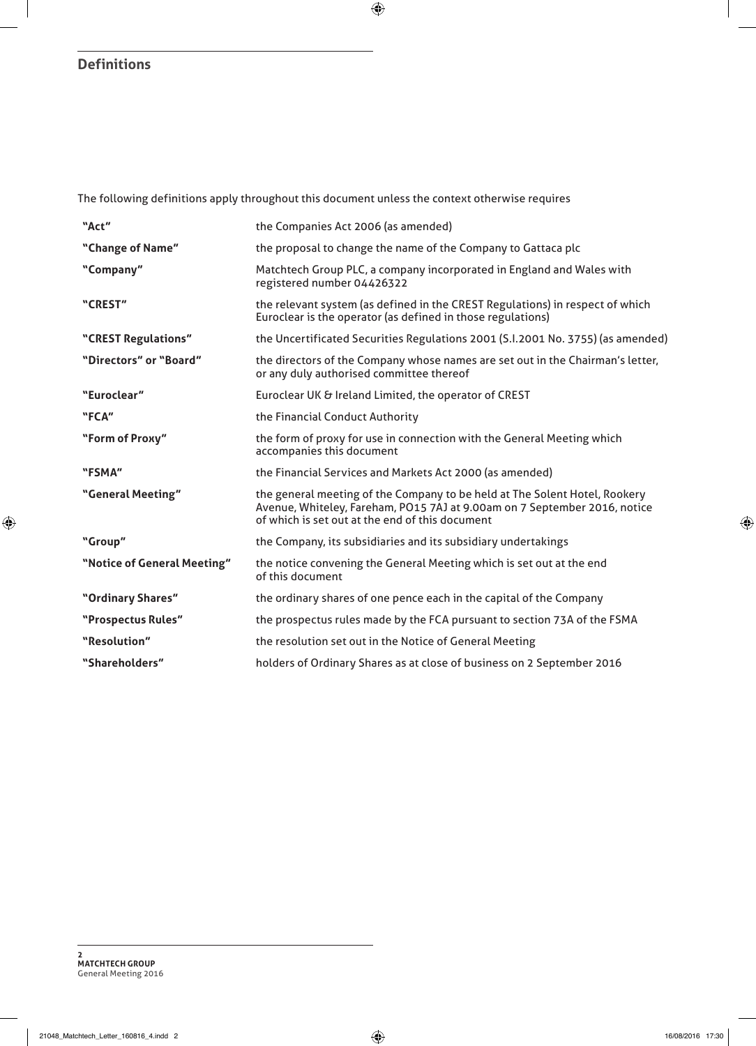## Definitions

The following definitions apply throughout this document unless the context otherwise requires

| | |
|---|---|
| **"Act"** | the Companies Act 2006 (as amended) |
| **"Change of Name"** | the proposal to change the name of the Company to Gattaca plc |
| **"Company"** | Matchtech Group PLC, a company incorporated in England and Wales with registered number 04426322 |
| **"CREST"** | the relevant system (as defined in the CREST Regulations) in respect of which Euroclear is the operator (as defined in those regulations) |
| **"CREST Regulations"** | the Uncertificated Securities Regulations 2001 (S.I.2001 No. 3755) (as amended) |
| **"Directors" or "Board"** | the directors of the Company whose names are set out in the Chairman's letter, or any duly authorised committee thereof |
| **"Euroclear"** | Euroclear UK & Ireland Limited, the operator of CREST |
| **"FCA"** | the Financial Conduct Authority |
| **"Form of Proxy"** | the form of proxy for use in connection with the General Meeting which accompanies this document |
| **"FSMA"** | the Financial Services and Markets Act 2000 (as amended) |
| **"General Meeting"** | the general meeting of the Company to be held at The Solent Hotel, Rookery Avenue, Whiteley, Fareham, PO15 7AJ at 9.00am on 7 September 2016, notice of which is set out at the end of this document |
| **"Group"** | the Company, its subsidiaries and its subsidiary undertakings |
| **"Notice of General Meeting"** | the notice convening the General Meeting which is set out at the end of this document |
| **"Ordinary Shares"** | the ordinary shares of one pence each in the capital of the Company |
| **"Prospectus Rules"** | the prospectus rules made by the FCA pursuant to section 73A of the FSMA |
| **"Resolution"** | the resolution set out in the Notice of General Meeting |
| **"Shareholders"** | holders of Ordinary Shares as at close of business on 2 September 2016 |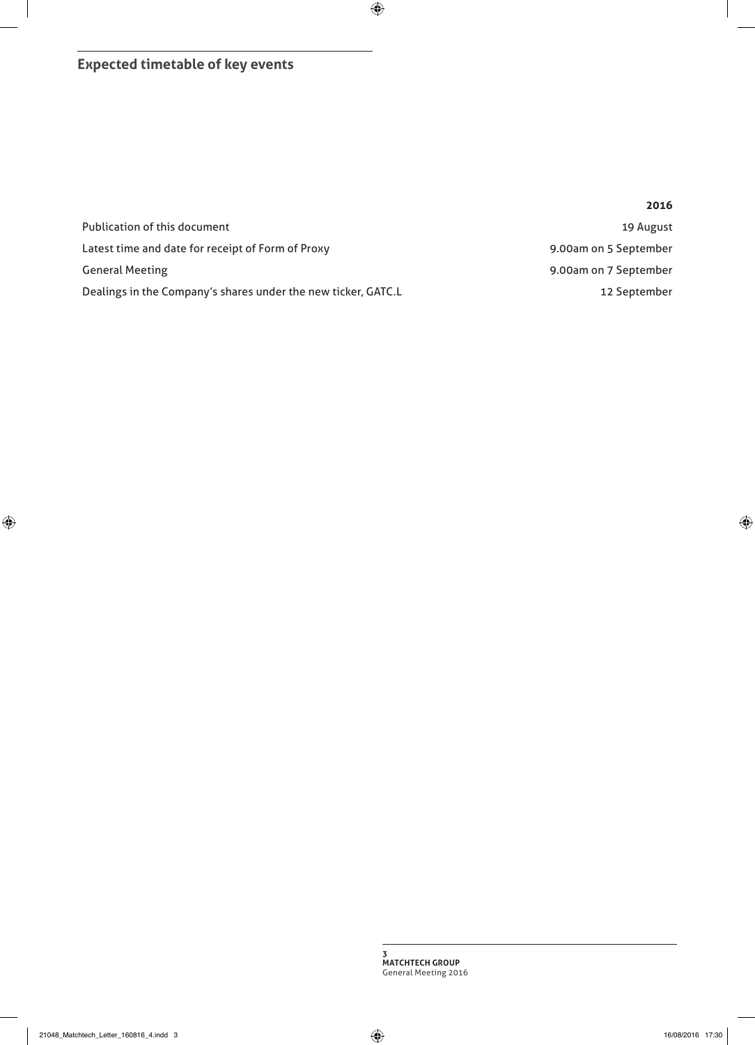## Expected timetable of key events

| | 2016 |
|---|---|
| Publication of this document | 19 August |
| Latest time and date for receipt of Form of Proxy | 9.00am on 5 September |
| General Meeting | 9.00am on 7 September |
| Dealings in the Company's shares under the new ticker, GATC.L | 12 September |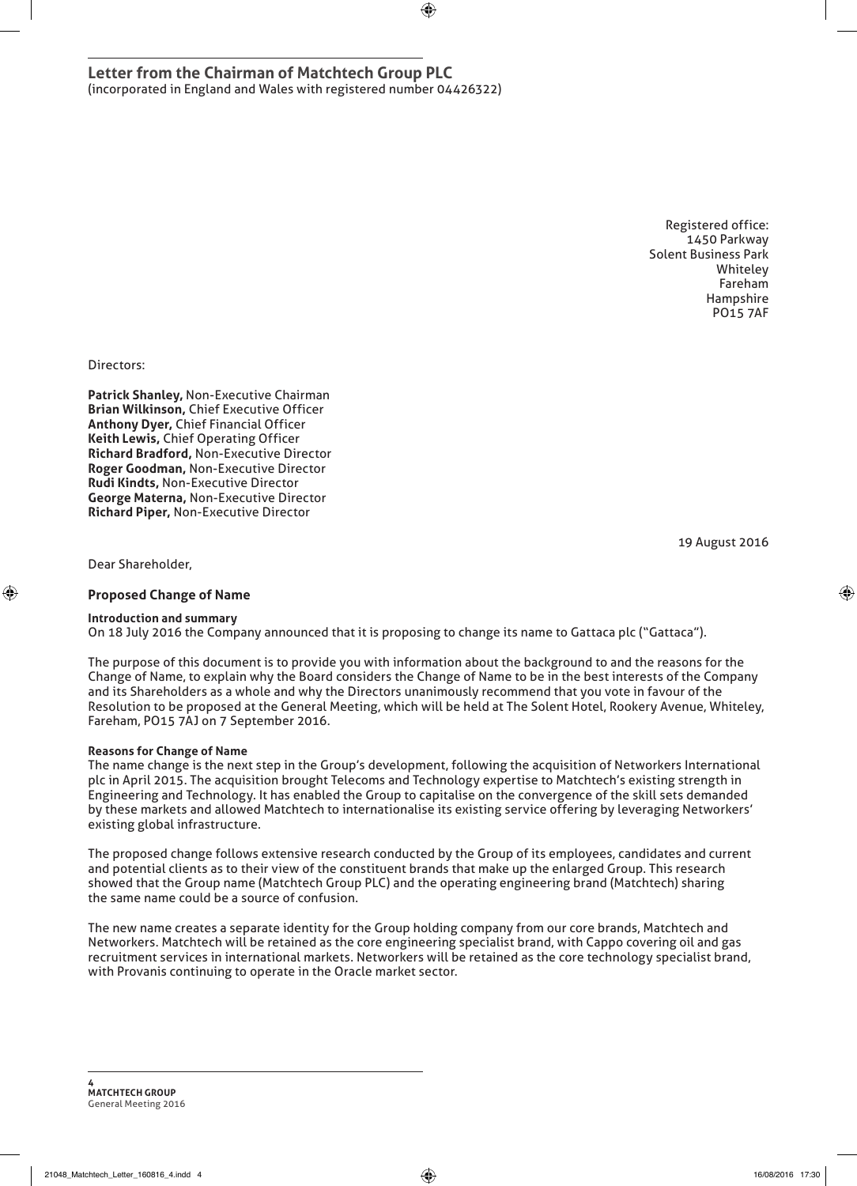## Letter from the Chairman of Matchtech Group PLC

(incorporated in England and Wales with registered number 04426322)

Registered office:
1450 Parkway
Solent Business Park
Whiteley
Fareham
Hampshire
PO15 7AF

Directors:

**Patrick Shanley,** Non-Executive Chairman
**Brian Wilkinson,** Chief Executive Officer
**Anthony Dyer,** Chief Financial Officer
**Keith Lewis,** Chief Operating Officer
**Richard Bradford,** Non-Executive Director
**Roger Goodman,** Non-Executive Director
**Rudi Kindts,** Non-Executive Director
**George Materna,** Non-Executive Director
**Richard Piper,** Non-Executive Director

19 August 2016

Dear Shareholder,

### Proposed Change of Name

**Introduction and summary**

On 18 July 2016 the Company announced that it is proposing to change its name to Gattaca plc ("Gattaca").

The purpose of this document is to provide you with information about the background to and the reasons for the Change of Name, to explain why the Board considers the Change of Name to be in the best interests of the Company and its Shareholders as a whole and why the Directors unanimously recommend that you vote in favour of the Resolution to be proposed at the General Meeting, which will be held at The Solent Hotel, Rookery Avenue, Whiteley, Fareham, PO15 7AJ on 7 September 2016.

**Reasons for Change of Name**

The name change is the next step in the Group's development, following the acquisition of Networkers International plc in April 2015. The acquisition brought Telecoms and Technology expertise to Matchtech's existing strength in Engineering and Technology. It has enabled the Group to capitalise on the convergence of the skill sets demanded by these markets and allowed Matchtech to internationalise its existing service offering by leveraging Networkers' existing global infrastructure.

The proposed change follows extensive research conducted by the Group of its employees, candidates and current and potential clients as to their view of the constituent brands that make up the enlarged Group. This research showed that the Group name (Matchtech Group PLC) and the operating engineering brand (Matchtech) sharing the same name could be a source of confusion.

The new name creates a separate identity for the Group holding company from our core brands, Matchtech and Networkers. Matchtech will be retained as the core engineering specialist brand, with Cappo covering oil and gas recruitment services in international markets. Networkers will be retained as the core technology specialist brand, with Provanis continuing to operate in the Oracle market sector.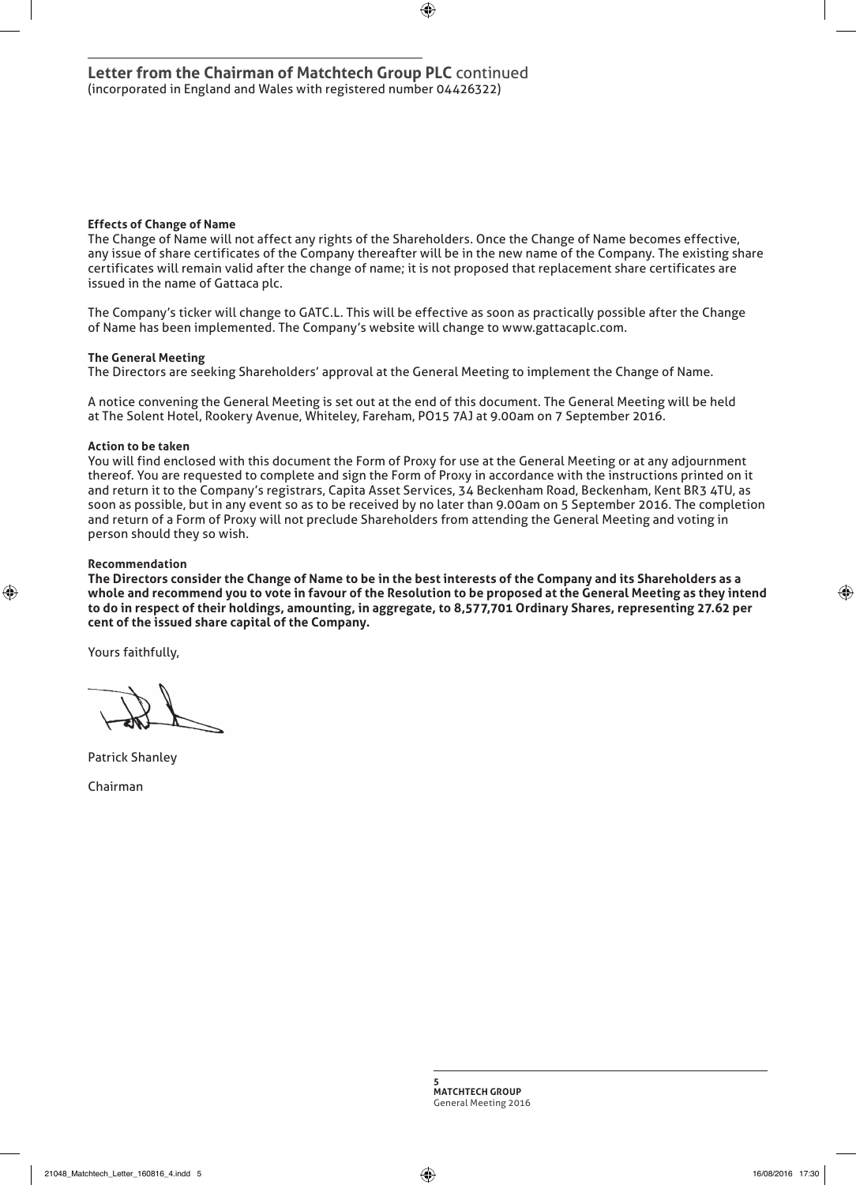## Letter from the Chairman of Matchtech Group PLC continued

(incorporated in England and Wales with registered number 04426322)

**Effects of Change of Name**

The Change of Name will not affect any rights of the Shareholders. Once the Change of Name becomes effective, any issue of share certificates of the Company thereafter will be in the new name of the Company. The existing share certificates will remain valid after the change of name; it is not proposed that replacement share certificates are issued in the name of Gattaca plc.

The Company's ticker will change to GATC.L. This will be effective as soon as practically possible after the Change of Name has been implemented. The Company's website will change to www.gattacaplc.com.

**The General Meeting**

The Directors are seeking Shareholders' approval at the General Meeting to implement the Change of Name.

A notice convening the General Meeting is set out at the end of this document. The General Meeting will be held at The Solent Hotel, Rookery Avenue, Whiteley, Fareham, PO15 7AJ at 9.00am on 7 September 2016.

**Action to be taken**

You will find enclosed with this document the Form of Proxy for use at the General Meeting or at any adjournment thereof. You are requested to complete and sign the Form of Proxy in accordance with the instructions printed on it and return it to the Company's registrars, Capita Asset Services, 34 Beckenham Road, Beckenham, Kent BR3 4TU, as soon as possible, but in any event so as to be received by no later than 9.00am on 5 September 2016. The completion and return of a Form of Proxy will not preclude Shareholders from attending the General Meeting and voting in person should they so wish.

**Recommendation**

**The Directors consider the Change of Name to be in the best interests of the Company and its Shareholders as a whole and recommend you to vote in favour of the Resolution to be proposed at the General Meeting as they intend to do in respect of their holdings, amounting, in aggregate, to 8,577,701 Ordinary Shares, representing 27.62 per cent of the issued share capital of the Company.**

Yours faithfully,

Patrick Shanley

Chairman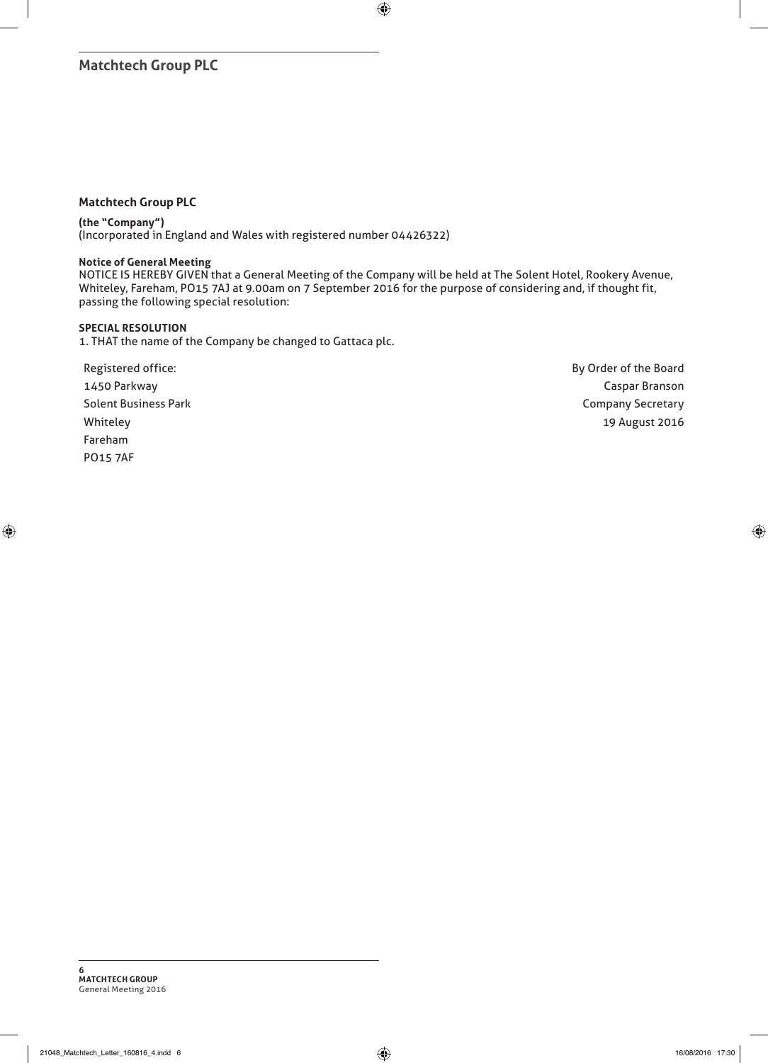## Matchtech Group PLC

**(the "Company")**
(Incorporated in England and Wales with registered number 04426322)

**Notice of General Meeting**
NOTICE IS HEREBY GIVEN that a General Meeting of the Company will be held at The Solent Hotel, Rookery Avenue, Whiteley, Fareham, PO15 7AJ at 9.00am on 7 September 2016 for the purpose of considering and, if thought fit, passing the following special resolution:

**SPECIAL RESOLUTION**
1. THAT the name of the Company be changed to Gattaca plc.

Registered office:
1450 Parkway
Solent Business Park
Whiteley
Fareham
PO15 7AF

By Order of the Board
Caspar Branson
Company Secretary
19 August 2016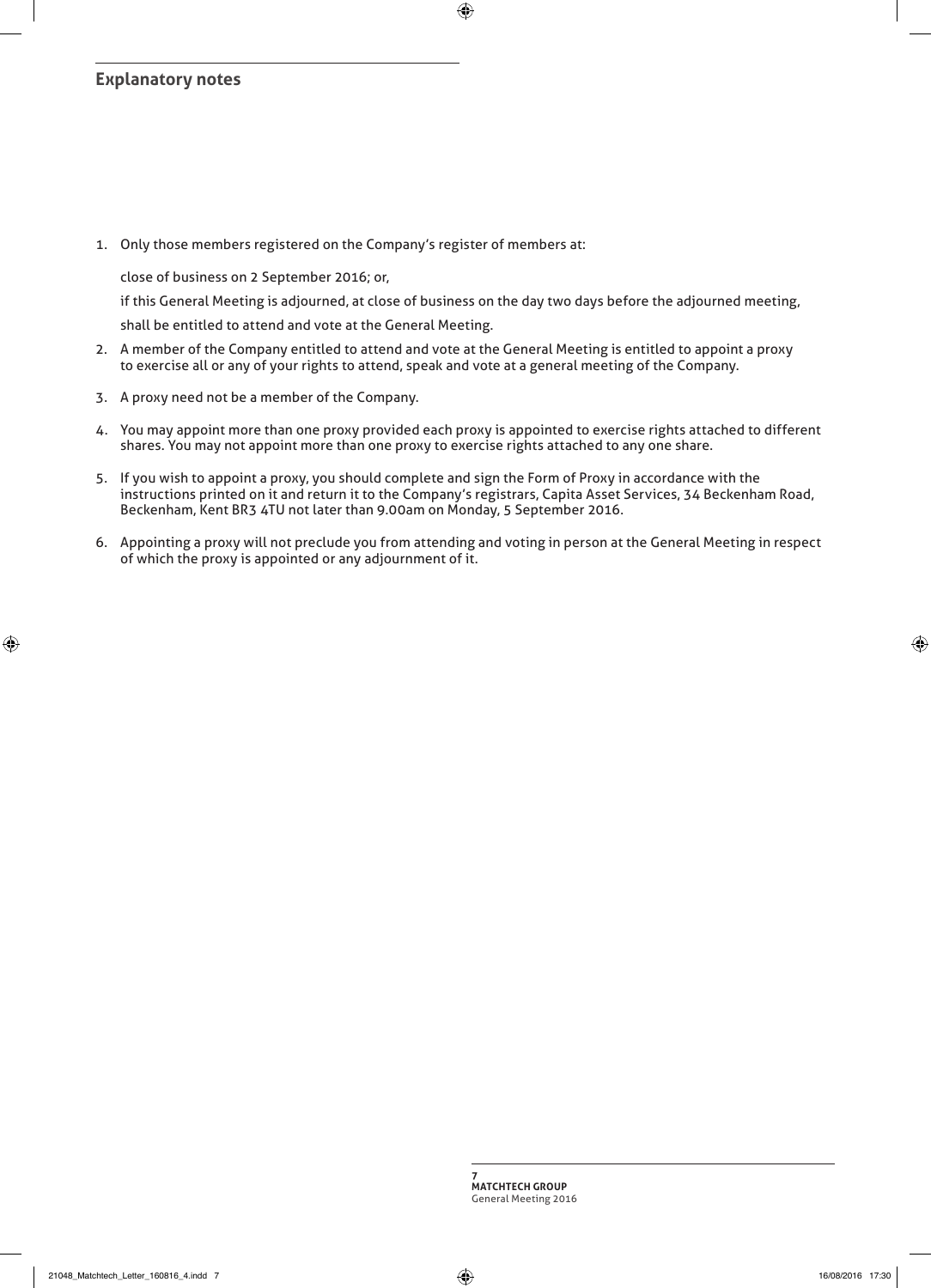## Explanatory notes

1. Only those members registered on the Company's register of members at:

   close of business on 2 September 2016; or,

   if this General Meeting is adjourned, at close of business on the day two days before the adjourned meeting,

   shall be entitled to attend and vote at the General Meeting.

2. A member of the Company entitled to attend and vote at the General Meeting is entitled to appoint a proxy to exercise all or any of your rights to attend, speak and vote at a general meeting of the Company.

3. A proxy need not be a member of the Company.

4. You may appoint more than one proxy provided each proxy is appointed to exercise rights attached to different shares. You may not appoint more than one proxy to exercise rights attached to any one share.

5. If you wish to appoint a proxy, you should complete and sign the Form of Proxy in accordance with the instructions printed on it and return it to the Company's registrars, Capita Asset Services, 34 Beckenham Road, Beckenham, Kent BR3 4TU not later than 9.00am on Monday, 5 September 2016.

6. Appointing a proxy will not preclude you from attending and voting in person at the General Meeting in respect of which the proxy is appointed or any adjournment of it.